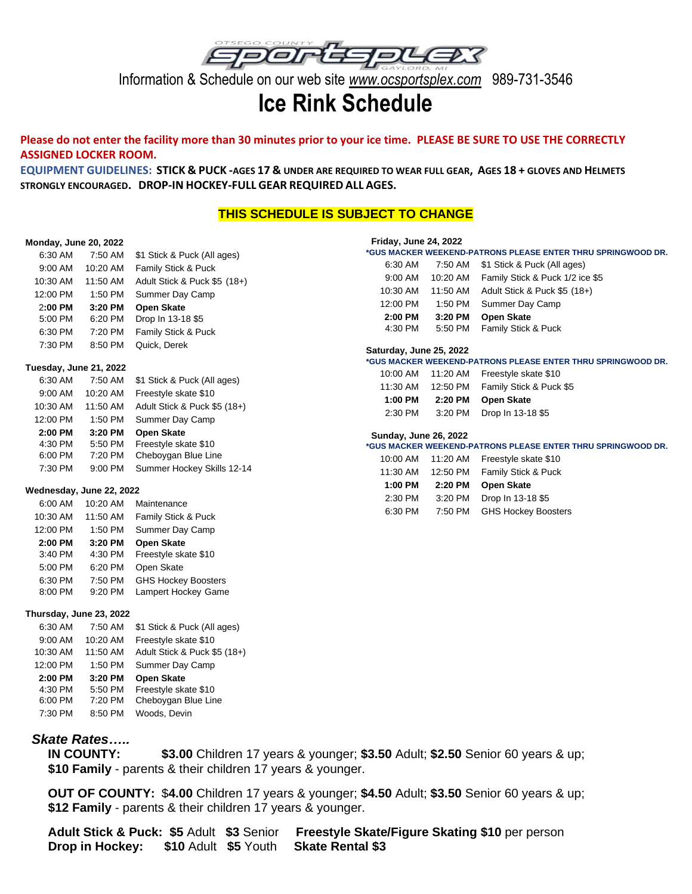OTSEGO COUNTY SPORTSPLEX GAYLORD, MI

Information & Schedule on our web site www.ocsportsplex.com 989-731-3546

# Ice Rink Schedule

**Please do not enter the facility more than 30 minutes prior to your ice time. PLEASE BE SURE TO USE THE CORRECTLY ASSIGNED LOCKER ROOM.**

**EQUIPMENT GUIDELINES: STICK & PUCK -AGES 17 & UNDER ARE REQUIRED TO WEAR FULL GEAR, AGES 18 + GLOVES AND HELMETS STRONGLY ENCOURAGED. DROP-IN HOCKEY-FULL GEAR REQUIRED ALL AGES.**

**THIS SCHEDULE IS SUBJECT TO CHANGE**

**Monday, June 20, 2022**

| Start | End | Activity |
|---|---|---|
| 6:30 AM | 7:50 AM | $1 Stick & Puck (All ages) |
| 9:00 AM | 10:20 AM | Family Stick & Puck |
| 10:30 AM | 11:50 AM | Adult Stick & Puck $5 (18+) |
| 12:00 PM | 1:50 PM | Summer Day Camp |
| **2:00 PM** | **3:20 PM** | **Open Skate** |
| 5:00 PM | 6:20 PM | Drop In 13-18 $5 |
| 6:30 PM | 7:20 PM | Family Stick & Puck |
| 7:30 PM | 8:50 PM | Quick, Derek |

**Tuesday, June 21, 2022**

| Start | End | Activity |
|---|---|---|
| 6:30 AM | 7:50 AM | $1 Stick & Puck (All ages) |
| 9:00 AM | 10:20 AM | Freestyle skate $10 |
| 10:30 AM | 11:50 AM | Adult Stick & Puck $5 (18+) |
| 12:00 PM | 1:50 PM | Summer Day Camp |
| **2:00 PM** | **3:20 PM** | **Open Skate** |
| 4:30 PM | 5:50 PM | Freestyle skate $10 |
| 6:00 PM | 7:20 PM | Cheboygan Blue Line |
| 7:30 PM | 9:00 PM | Summer Hockey Skills 12-14 |

**Wednesday, June 22, 2022**

| Start | End | Activity |
|---|---|---|
| 6:00 AM | 10:20 AM | Maintenance |
| 10:30 AM | 11:50 AM | Family Stick & Puck |
| 12:00 PM | 1:50 PM | Summer Day Camp |
| **2:00 PM** | **3:20 PM** | **Open Skate** |
| 3:40 PM | 4:30 PM | Freestyle skate $10 |
| 5:00 PM | 6:20 PM | Open Skate |
| 6:30 PM | 7:50 PM | GHS Hockey Boosters |
| 8:00 PM | 9:20 PM | Lampert Hockey Game |

**Thursday, June 23, 2022**

| Start | End | Activity |
|---|---|---|
| 6:30 AM | 7:50 AM | $1 Stick & Puck (All ages) |
| 9:00 AM | 10:20 AM | Freestyle skate $10 |
| 10:30 AM | 11:50 AM | Adult Stick & Puck $5 (18+) |
| 12:00 PM | 1:50 PM | Summer Day Camp |
| **2:00 PM** | **3:20 PM** | **Open Skate** |
| 4:30 PM | 5:50 PM | Freestyle skate $10 |
| 6:00 PM | 7:20 PM | Cheboygan Blue Line |
| 7:30 PM | 8:50 PM | Woods, Devin |

**Friday, June 24, 2022**

***GUS MACKER WEEKEND-PATRONS PLEASE ENTER THRU SPRINGWOOD DR.**

| Start | End | Activity |
|---|---|---|
| 6:30 AM | 7:50 AM | $1 Stick & Puck (All ages) |
| 9:00 AM | 10:20 AM | Family Stick & Puck 1/2 ice $5 |
| 10:30 AM | 11:50 AM | Adult Stick & Puck $5 (18+) |
| 12:00 PM | 1:50 PM | Summer Day Camp |
| **2:00 PM** | **3:20 PM** | **Open Skate** |
| 4:30 PM | 5:50 PM | Family Stick & Puck |

**Saturday, June 25, 2022**

***GUS MACKER WEEKEND-PATRONS PLEASE ENTER THRU SPRINGWOOD DR.**

| Start | End | Activity |
|---|---|---|
| 10:00 AM | 11:20 AM | Freestyle skate $10 |
| 11:30 AM | 12:50 PM | Family Stick & Puck $5 |
| **1:00 PM** | **2:20 PM** | **Open Skate** |
| 2:30 PM | 3:20 PM | Drop In 13-18 $5 |

**Sunday, June 26, 2022**

***GUS MACKER WEEKEND-PATRONS PLEASE ENTER THRU SPRINGWOOD DR.**

| Start | End | Activity |
|---|---|---|
| 10:00 AM | 11:20 AM | Freestyle skate $10 |
| 11:30 AM | 12:50 PM | Family Stick & Puck |
| **1:00 PM** | **2:20 PM** | **Open Skate** |
| 2:30 PM | 3:20 PM | Drop In 13-18 $5 |
| 6:30 PM | 7:50 PM | GHS Hockey Boosters |

***Skate Rates…..***

**IN COUNTY:** **$3.00** Children 17 years & younger; **$3.50** Adult; **$2.50** Senior 60 years & up; **$10 Family** - parents & their children 17 years & younger.

**OUT OF COUNTY:** $**4.00** Children 17 years & younger; **$4.50** Adult; **$3.50** Senior 60 years & up; **$12 Family** - parents & their children 17 years & younger.

**Adult Stick & Puck:** **$5** Adult **$3** Senior **Freestyle Skate/Figure Skating $10** per person

**Drop in Hockey:** **$10** Adult **$5** Youth **Skate Rental $3**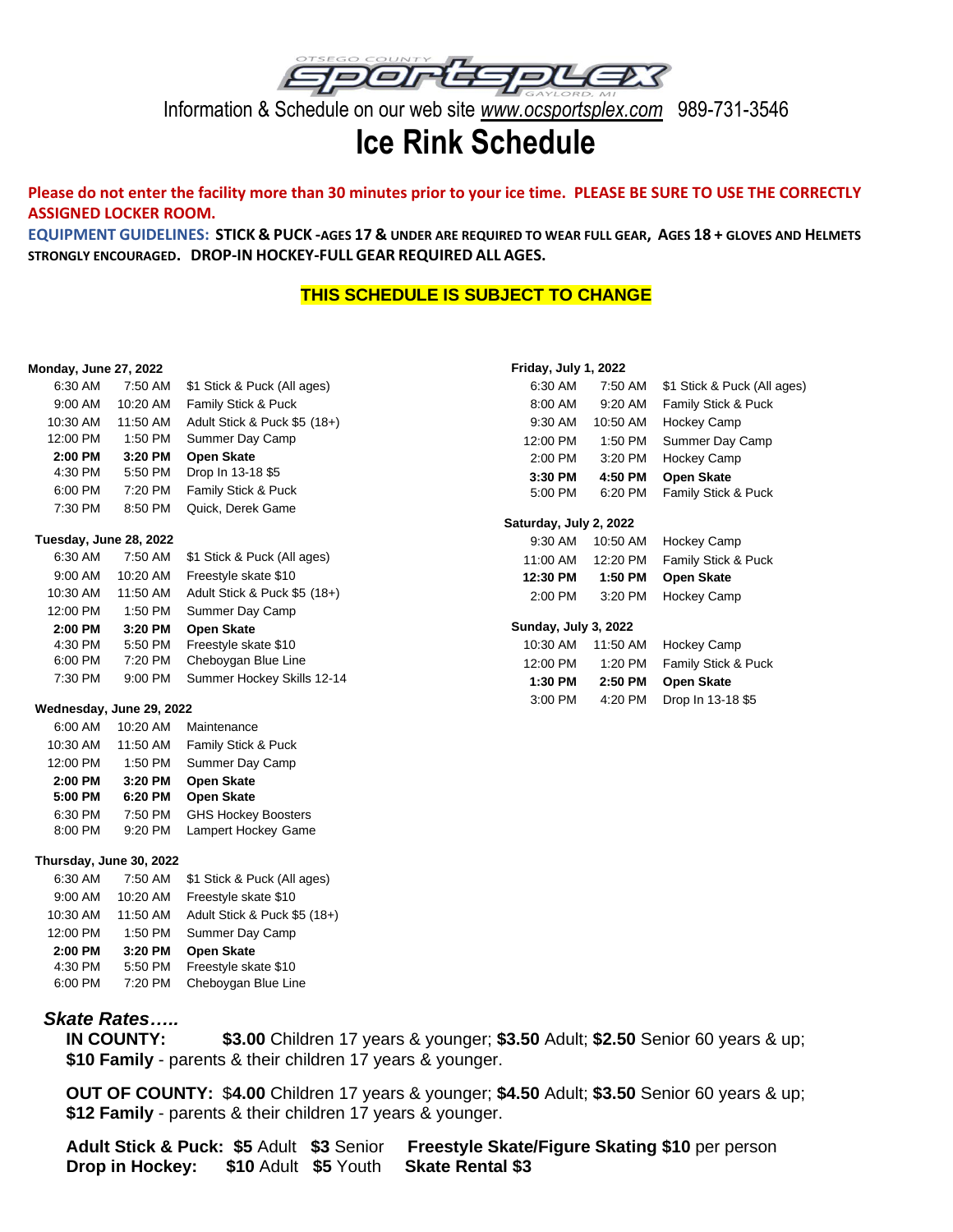Information & Schedule on our web site www.ocsportsplex.com 989-731-3546

# Ice Rink Schedule

**Please do not enter the facility more than 30 minutes prior to your ice time. PLEASE BE SURE TO USE THE CORRECTLY ASSIGNED LOCKER ROOM.**

**EQUIPMENT GUIDELINES: STICK & PUCK - AGES 17 & UNDER ARE REQUIRED TO WEAR FULL GEAR, AGES 18 + GLOVES AND HELMETS STRONGLY ENCOURAGED. DROP-IN HOCKEY-FULL GEAR REQUIRED ALL AGES.**

**THIS SCHEDULE IS SUBJECT TO CHANGE**

**Monday, June 27, 2022**

| | | |
|---|---|---|
| 6:30 AM | 7:50 AM | $1 Stick & Puck (All ages) |
| 9:00 AM | 10:20 AM | Family Stick & Puck |
| 10:30 AM | 11:50 AM | Adult Stick & Puck $5 (18+) |
| 12:00 PM | 1:50 PM | Summer Day Camp |
| **2:00 PM** | **3:20 PM** | **Open Skate** |
| 4:30 PM | 5:50 PM | Drop In 13-18 $5 |
| 6:00 PM | 7:20 PM | Family Stick & Puck |
| 7:30 PM | 8:50 PM | Quick, Derek Game |

**Tuesday, June 28, 2022**

| | | |
|---|---|---|
| 6:30 AM | 7:50 AM | $1 Stick & Puck (All ages) |
| 9:00 AM | 10:20 AM | Freestyle skate $10 |
| 10:30 AM | 11:50 AM | Adult Stick & Puck $5 (18+) |
| 12:00 PM | 1:50 PM | Summer Day Camp |
| **2:00 PM** | **3:20 PM** | **Open Skate** |
| 4:30 PM | 5:50 PM | Freestyle skate $10 |
| 6:00 PM | 7:20 PM | Cheboygan Blue Line |
| 7:30 PM | 9:00 PM | Summer Hockey Skills 12-14 |

**Wednesday, June 29, 2022**

| | | |
|---|---|---|
| 6:00 AM | 10:20 AM | Maintenance |
| 10:30 AM | 11:50 AM | Family Stick & Puck |
| 12:00 PM | 1:50 PM | Summer Day Camp |
| **2:00 PM** | **3:20 PM** | **Open Skate** |
| **5:00 PM** | **6:20 PM** | **Open Skate** |
| 6:30 PM | 7:50 PM | GHS Hockey Boosters |
| 8:00 PM | 9:20 PM | Lampert Hockey Game |

**Thursday, June 30, 2022**

| | | |
|---|---|---|
| 6:30 AM | 7:50 AM | $1 Stick & Puck (All ages) |
| 9:00 AM | 10:20 AM | Freestyle skate $10 |
| 10:30 AM | 11:50 AM | Adult Stick & Puck $5 (18+) |
| 12:00 PM | 1:50 PM | Summer Day Camp |
| **2:00 PM** | **3:20 PM** | **Open Skate** |
| 4:30 PM | 5:50 PM | Freestyle skate $10 |
| 6:00 PM | 7:20 PM | Cheboygan Blue Line |

**Friday, July 1, 2022**

| | | |
|---|---|---|
| 6:30 AM | 7:50 AM | $1 Stick & Puck (All ages) |
| 8:00 AM | 9:20 AM | Family Stick & Puck |
| 9:30 AM | 10:50 AM | Hockey Camp |
| 12:00 PM | 1:50 PM | Summer Day Camp |
| 2:00 PM | 3:20 PM | Hockey Camp |
| **3:30 PM** | **4:50 PM** | **Open Skate** |
| 5:00 PM | 6:20 PM | Family Stick & Puck |

**Saturday, July 2, 2022**

| | | |
|---|---|---|
| 9:30 AM | 10:50 AM | Hockey Camp |
| 11:00 AM | 12:20 PM | Family Stick & Puck |
| **12:30 PM** | **1:50 PM** | **Open Skate** |
| 2:00 PM | 3:20 PM | Hockey Camp |

**Sunday, July 3, 2022**

| | | |
|---|---|---|
| 10:30 AM | 11:50 AM | Hockey Camp |
| 12:00 PM | 1:20 PM | Family Stick & Puck |
| **1:30 PM** | **2:50 PM** | **Open Skate** |
| 3:00 PM | 4:20 PM | Drop In 13-18 $5 |

***Skate Rates…..***

**IN COUNTY:** **$3.00** Children 17 years & younger; **$3.50** Adult; **$2.50** Senior 60 years & up; **$10 Family** - parents & their children 17 years & younger.

**OUT OF COUNTY:** $**4.00** Children 17 years & younger; **$4.50** Adult; **$3.50** Senior 60 years & up; **$12 Family** - parents & their children 17 years & younger.

**Adult Stick & Puck:** **$5** Adult **$3** Senior **Freestyle Skate/Figure Skating $10** per person
**Drop in Hockey:** **$10** Adult **$5** Youth **Skate Rental $3**